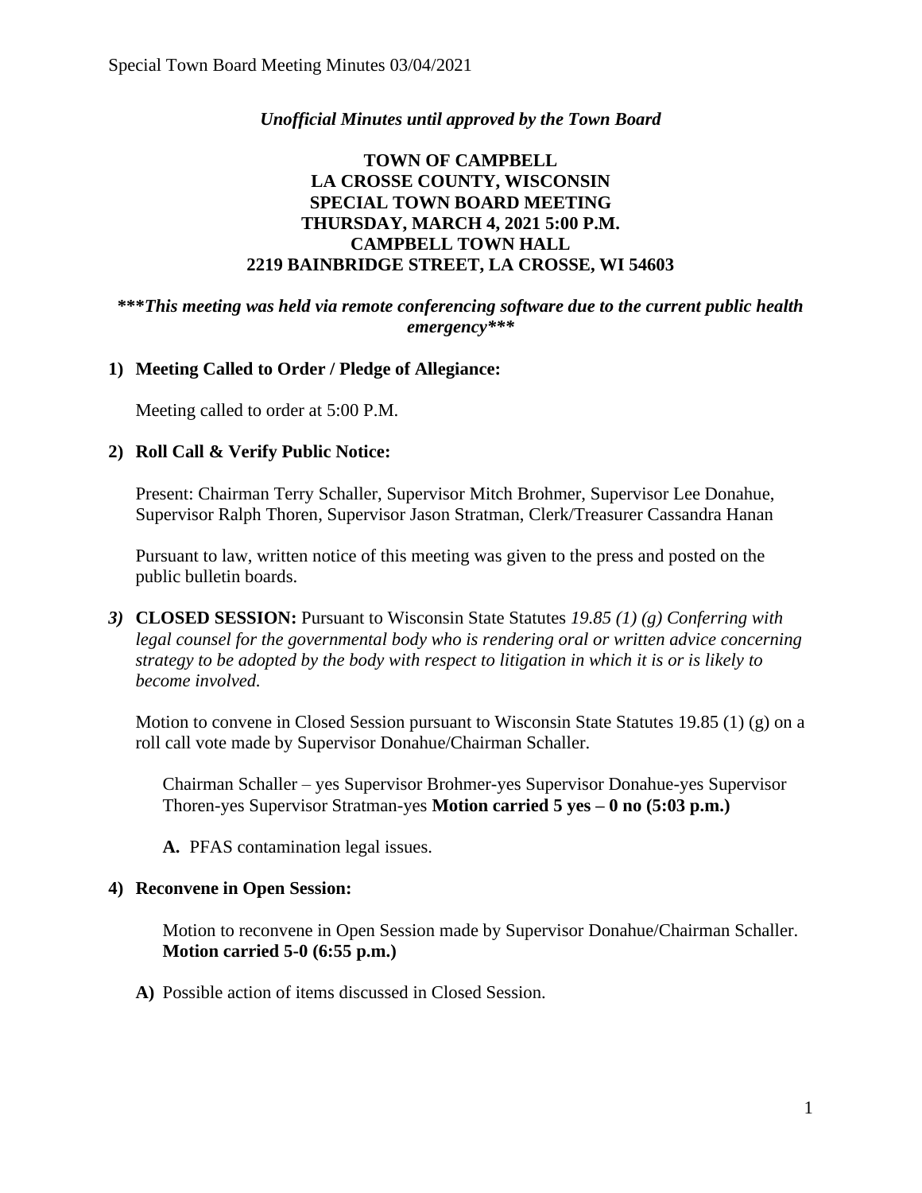*Unofficial Minutes until approved by the Town Board*

**TOWN OF CAMPBELL**
**LA CROSSE COUNTY, WISCONSIN**
**SPECIAL TOWN BOARD MEETING**
**THURSDAY, MARCH 4, 2021 5:00 P.M.**
**CAMPBELL TOWN HALL**
**2219 BAINBRIDGE STREET, LA CROSSE, WI 54603**

***\*\*\*This meeting was held via remote conferencing software due to the current public health emergency\*\*\****

**1) Meeting Called to Order / Pledge of Allegiance:**

Meeting called to order at 5:00 P.M.

**2) Roll Call & Verify Public Notice:**

Present: Chairman Terry Schaller, Supervisor Mitch Brohmer, Supervisor Lee Donahue, Supervisor Ralph Thoren, Supervisor Jason Stratman, Clerk/Treasurer Cassandra Hanan

Pursuant to law, written notice of this meeting was given to the press and posted on the public bulletin boards.

***3)*** **CLOSED SESSION:** Pursuant to Wisconsin State Statutes *19.85 (1) (g) Conferring with legal counsel for the governmental body who is rendering oral or written advice concerning strategy to be adopted by the body with respect to litigation in which it is or is likely to become involved.*

Motion to convene in Closed Session pursuant to Wisconsin State Statutes 19.85 (1) (g) on a roll call vote made by Supervisor Donahue/Chairman Schaller.

Chairman Schaller – yes Supervisor Brohmer-yes Supervisor Donahue-yes Supervisor Thoren-yes Supervisor Stratman-yes **Motion carried 5 yes – 0 no (5:03 p.m.)**

**A.** PFAS contamination legal issues.

**4) Reconvene in Open Session:**

Motion to reconvene in Open Session made by Supervisor Donahue/Chairman Schaller. **Motion carried 5-0 (6:55 p.m.)**

**A)** Possible action of items discussed in Closed Session.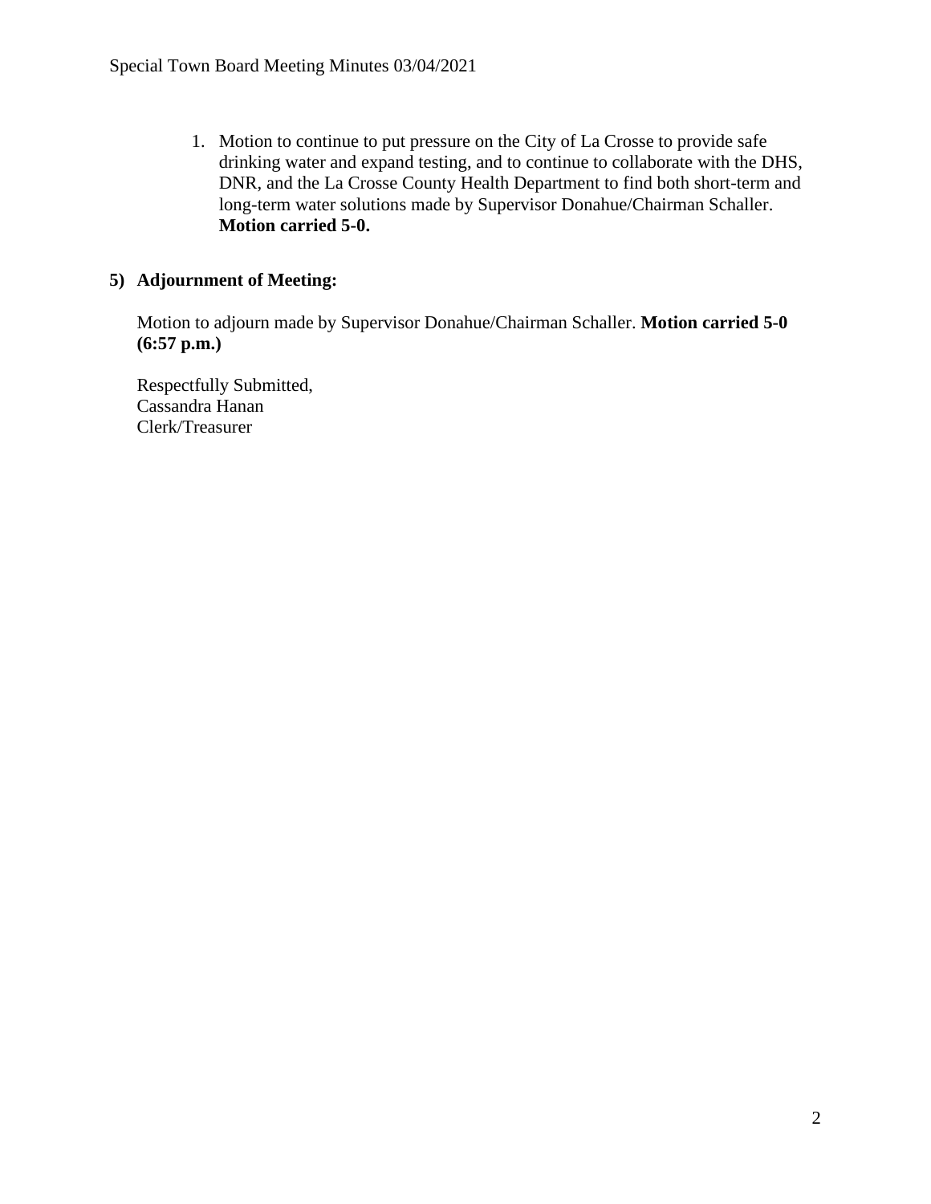1. Motion to continue to put pressure on the City of La Crosse to provide safe drinking water and expand testing, and to continue to collaborate with the DHS, DNR, and the La Crosse County Health Department to find both short-term and long-term water solutions made by Supervisor Donahue/Chairman Schaller. **Motion carried 5-0.**

**5) Adjournment of Meeting:**

Motion to adjourn made by Supervisor Donahue/Chairman Schaller. **Motion carried 5-0 (6:57 p.m.)**

Respectfully Submitted,
Cassandra Hanan
Clerk/Treasurer